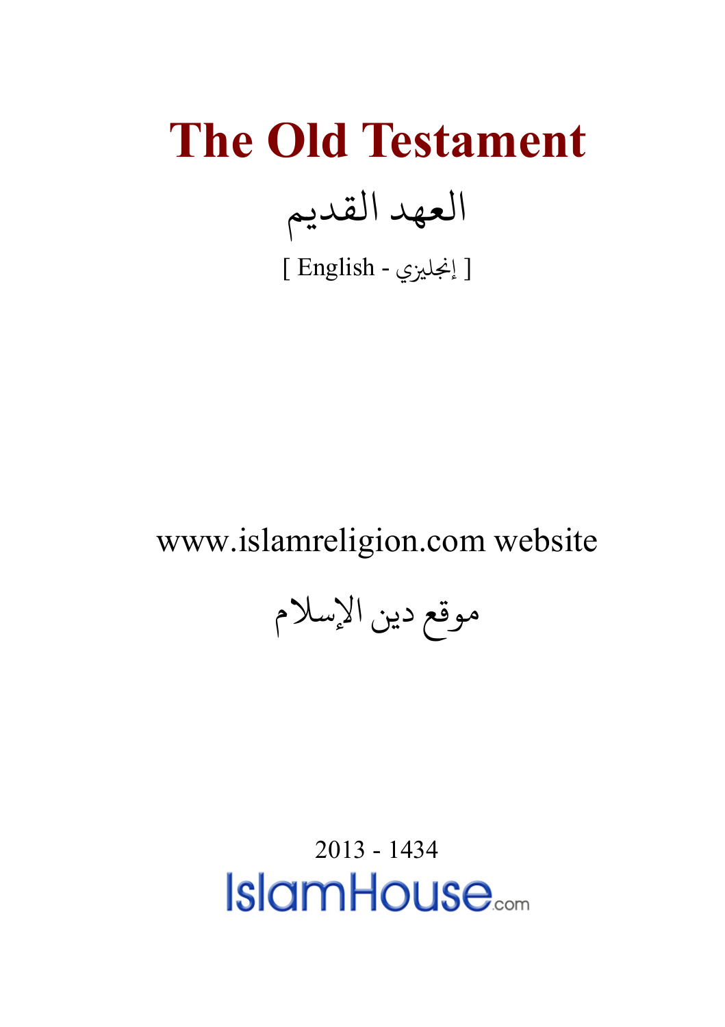# The Old Testament

العهد القديم

[ English - إنجليزي ]

www.islamreligion.com website

موقع دين الإسلام

2013 - 1434

IslamHouse.com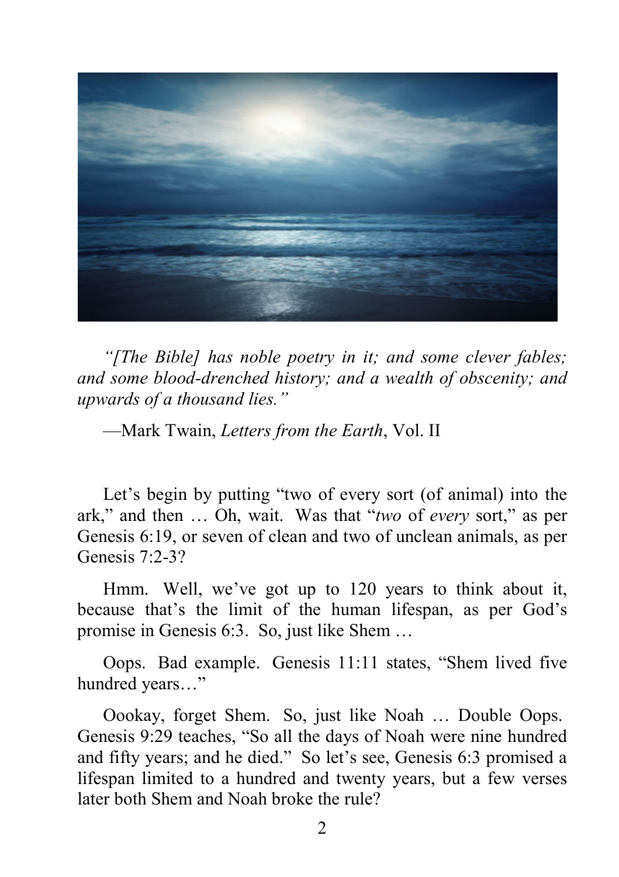*"[The Bible] has noble poetry in it; and some clever fables; and some blood-drenched history; and a wealth of obscenity; and upwards of a thousand lies."*

—Mark Twain, *Letters from the Earth*, Vol. II

Let's begin by putting "two of every sort (of animal) into the ark," and then … Oh, wait. Was that "*two* of *every* sort," as per Genesis 6:19, or seven of clean and two of unclean animals, as per Genesis 7:2-3?

Hmm. Well, we've got up to 120 years to think about it, because that's the limit of the human lifespan, as per God's promise in Genesis 6:3. So, just like Shem …

Oops. Bad example. Genesis 11:11 states, "Shem lived five hundred years…"

Oookay, forget Shem. So, just like Noah … Double Oops. Genesis 9:29 teaches, "So all the days of Noah were nine hundred and fifty years; and he died." So let's see, Genesis 6:3 promised a lifespan limited to a hundred and twenty years, but a few verses later both Shem and Noah broke the rule?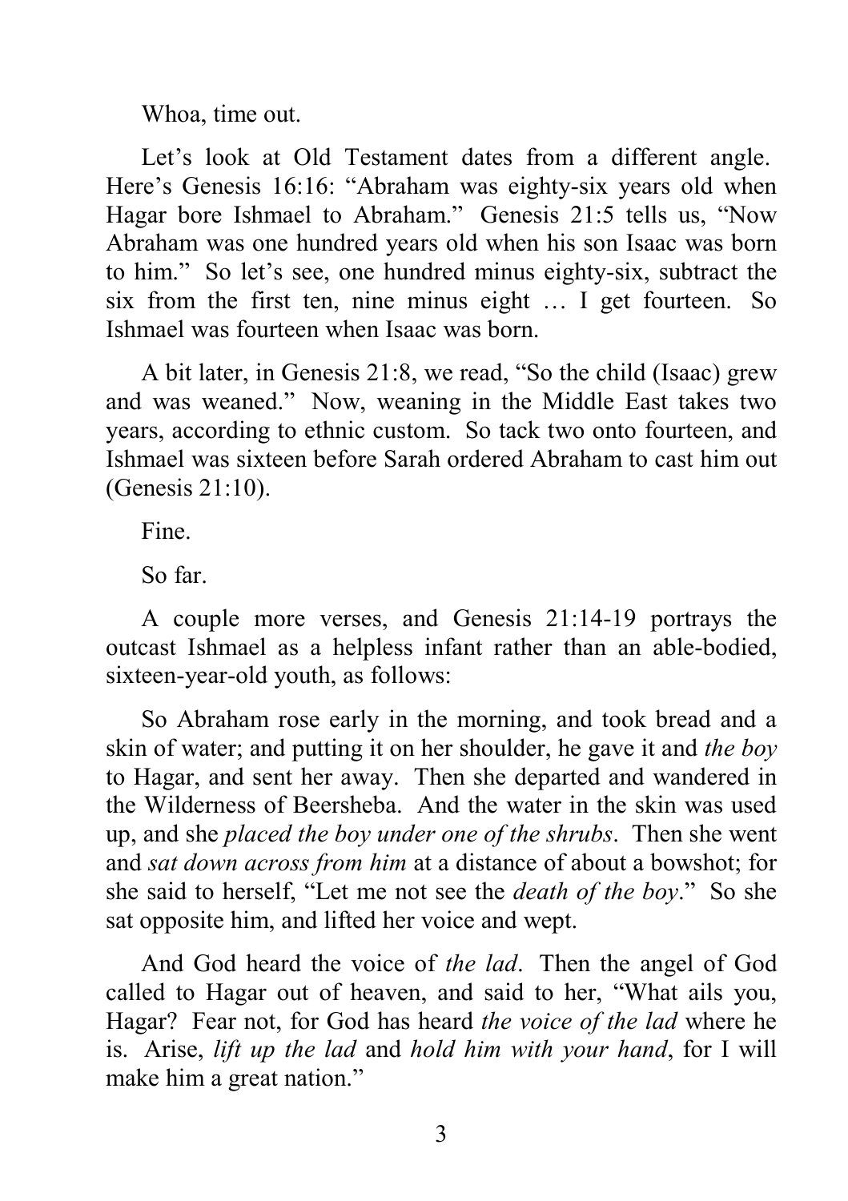Whoa, time out.

Let's look at Old Testament dates from a different angle. Here's Genesis 16:16: "Abraham was eighty-six years old when Hagar bore Ishmael to Abraham." Genesis 21:5 tells us, "Now Abraham was one hundred years old when his son Isaac was born to him." So let's see, one hundred minus eighty-six, subtract the six from the first ten, nine minus eight … I get fourteen. So Ishmael was fourteen when Isaac was born.

A bit later, in Genesis 21:8, we read, "So the child (Isaac) grew and was weaned." Now, weaning in the Middle East takes two years, according to ethnic custom. So tack two onto fourteen, and Ishmael was sixteen before Sarah ordered Abraham to cast him out (Genesis 21:10).

Fine.

So far.

A couple more verses, and Genesis 21:14-19 portrays the outcast Ishmael as a helpless infant rather than an able-bodied, sixteen-year-old youth, as follows:

So Abraham rose early in the morning, and took bread and a skin of water; and putting it on her shoulder, he gave it and *the boy* to Hagar, and sent her away. Then she departed and wandered in the Wilderness of Beersheba. And the water in the skin was used up, and she *placed the boy under one of the shrubs*. Then she went and *sat down across from him* at a distance of about a bowshot; for she said to herself, "Let me not see the *death of the boy*." So she sat opposite him, and lifted her voice and wept.

And God heard the voice of *the lad*. Then the angel of God called to Hagar out of heaven, and said to her, "What ails you, Hagar? Fear not, for God has heard *the voice of the lad* where he is. Arise, *lift up the lad* and *hold him with your hand*, for I will make him a great nation."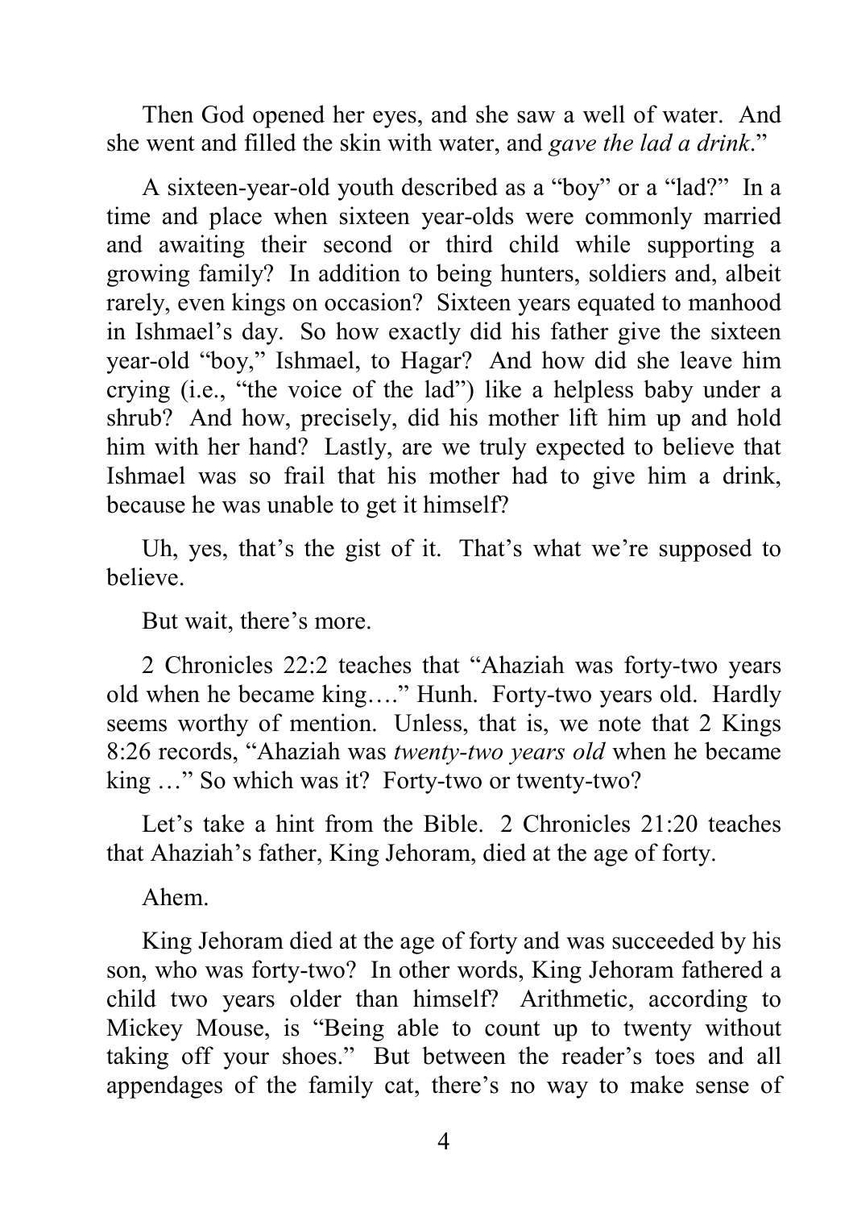Then God opened her eyes, and she saw a well of water. And she went and filled the skin with water, and *gave the lad a drink*."

A sixteen-year-old youth described as a "boy" or a "lad?" In a time and place when sixteen year-olds were commonly married and awaiting their second or third child while supporting a growing family? In addition to being hunters, soldiers and, albeit rarely, even kings on occasion? Sixteen years equated to manhood in Ishmael's day. So how exactly did his father give the sixteen year-old "boy," Ishmael, to Hagar? And how did she leave him crying (i.e., "the voice of the lad") like a helpless baby under a shrub? And how, precisely, did his mother lift him up and hold him with her hand? Lastly, are we truly expected to believe that Ishmael was so frail that his mother had to give him a drink, because he was unable to get it himself?

Uh, yes, that's the gist of it. That's what we're supposed to believe.

But wait, there's more.

2 Chronicles 22:2 teaches that "Ahaziah was forty-two years old when he became king…." Hunh. Forty-two years old. Hardly seems worthy of mention. Unless, that is, we note that 2 Kings 8:26 records, "Ahaziah was *twenty-two years old* when he became king …" So which was it? Forty-two or twenty-two?

Let's take a hint from the Bible. 2 Chronicles 21:20 teaches that Ahaziah's father, King Jehoram, died at the age of forty.

Ahem.

King Jehoram died at the age of forty and was succeeded by his son, who was forty-two? In other words, King Jehoram fathered a child two years older than himself? Arithmetic, according to Mickey Mouse, is "Being able to count up to twenty without taking off your shoes." But between the reader's toes and all appendages of the family cat, there's no way to make sense of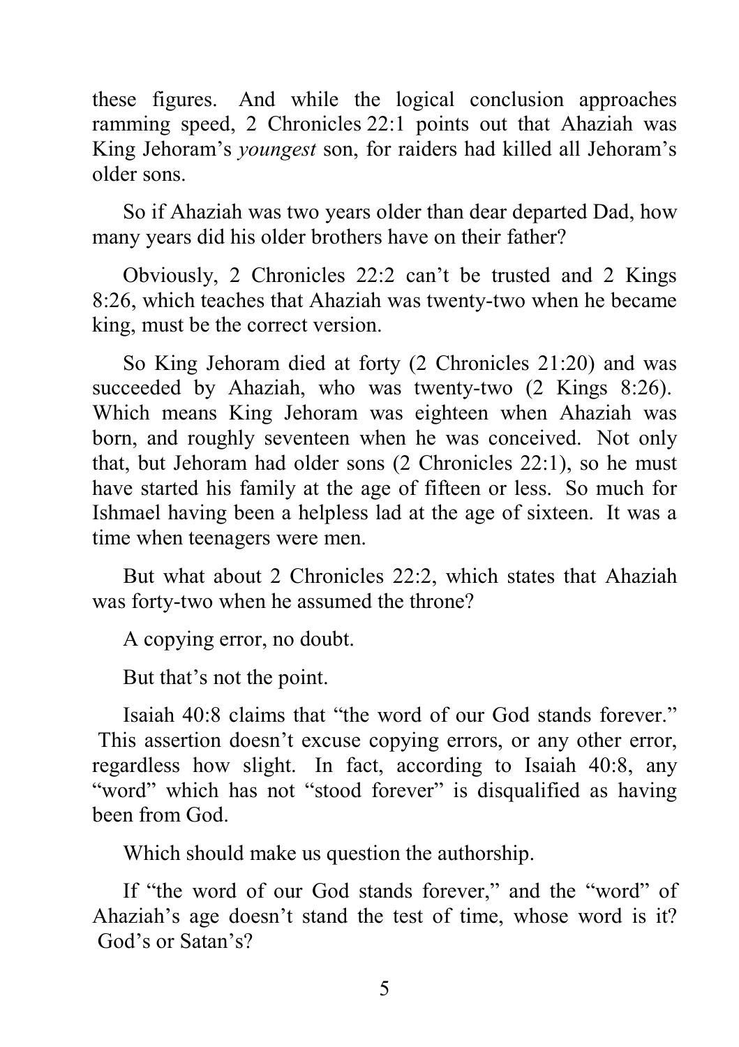these figures. And while the logical conclusion approaches ramming speed, 2 Chronicles 22:1 points out that Ahaziah was King Jehoram's *youngest* son, for raiders had killed all Jehoram's older sons.

So if Ahaziah was two years older than dear departed Dad, how many years did his older brothers have on their father?

Obviously, 2 Chronicles 22:2 can't be trusted and 2 Kings 8:26, which teaches that Ahaziah was twenty-two when he became king, must be the correct version.

So King Jehoram died at forty (2 Chronicles 21:20) and was succeeded by Ahaziah, who was twenty-two (2 Kings 8:26). Which means King Jehoram was eighteen when Ahaziah was born, and roughly seventeen when he was conceived. Not only that, but Jehoram had older sons (2 Chronicles 22:1), so he must have started his family at the age of fifteen or less. So much for Ishmael having been a helpless lad at the age of sixteen. It was a time when teenagers were men.

But what about 2 Chronicles 22:2, which states that Ahaziah was forty-two when he assumed the throne?

A copying error, no doubt.

But that's not the point.

Isaiah 40:8 claims that "the word of our God stands forever." This assertion doesn't excuse copying errors, or any other error, regardless how slight. In fact, according to Isaiah 40:8, any "word" which has not "stood forever" is disqualified as having been from God.

Which should make us question the authorship.

If "the word of our God stands forever," and the "word" of Ahaziah's age doesn't stand the test of time, whose word is it? God's or Satan's?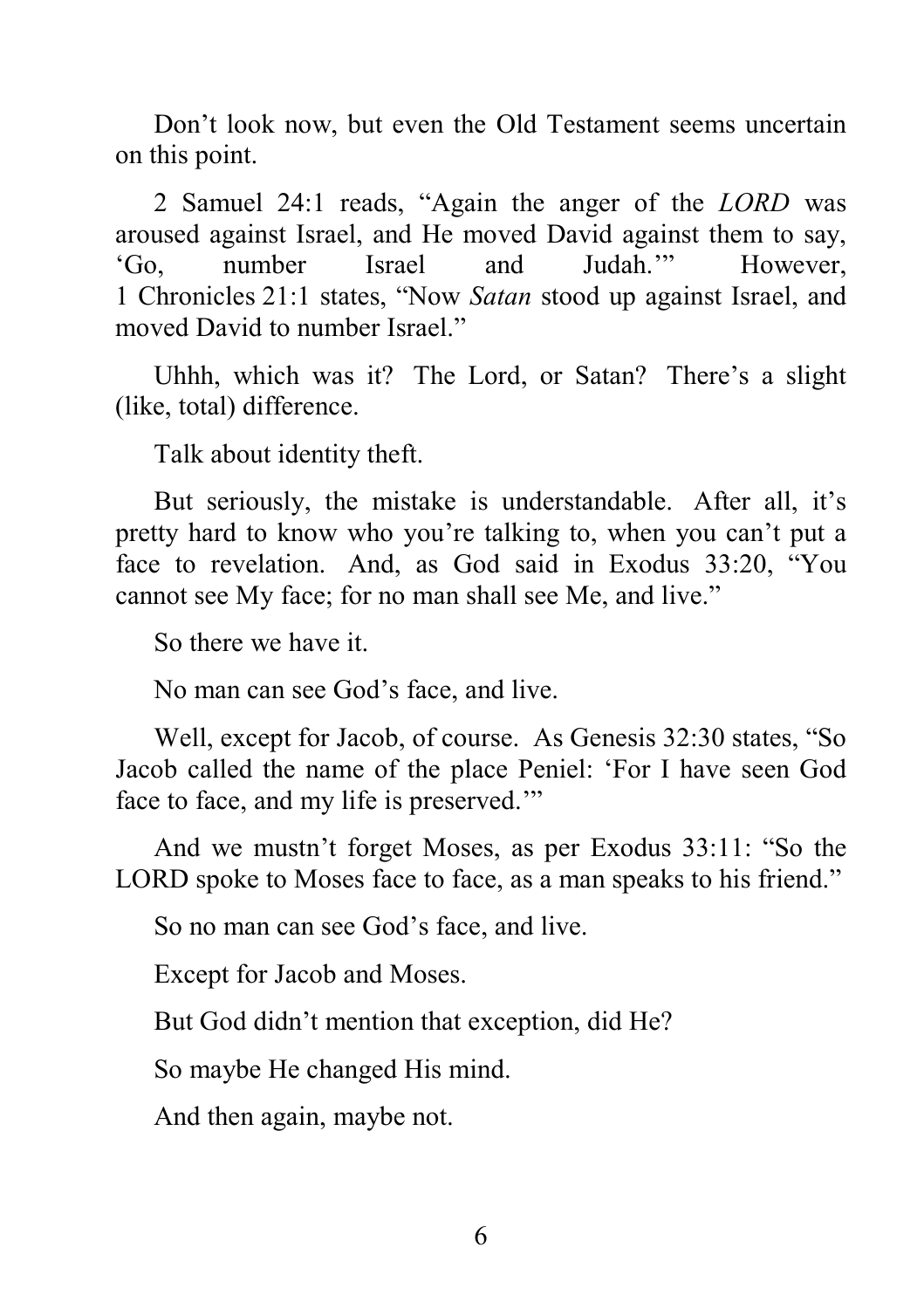Don't look now, but even the Old Testament seems uncertain on this point.

2 Samuel 24:1 reads, "Again the anger of the *LORD* was aroused against Israel, and He moved David against them to say, 'Go, number Israel and Judah.'" However, 1 Chronicles 21:1 states, "Now *Satan* stood up against Israel, and moved David to number Israel."

Uhhh, which was it? The Lord, or Satan? There's a slight (like, total) difference.

Talk about identity theft.

But seriously, the mistake is understandable. After all, it's pretty hard to know who you're talking to, when you can't put a face to revelation. And, as God said in Exodus 33:20, "You cannot see My face; for no man shall see Me, and live."

So there we have it.

No man can see God's face, and live.

Well, except for Jacob, of course. As Genesis 32:30 states, "So Jacob called the name of the place Peniel: 'For I have seen God face to face, and my life is preserved.'"

And we mustn't forget Moses, as per Exodus 33:11: "So the LORD spoke to Moses face to face, as a man speaks to his friend."

So no man can see God's face, and live.

Except for Jacob and Moses.

But God didn't mention that exception, did He?

So maybe He changed His mind.

And then again, maybe not.